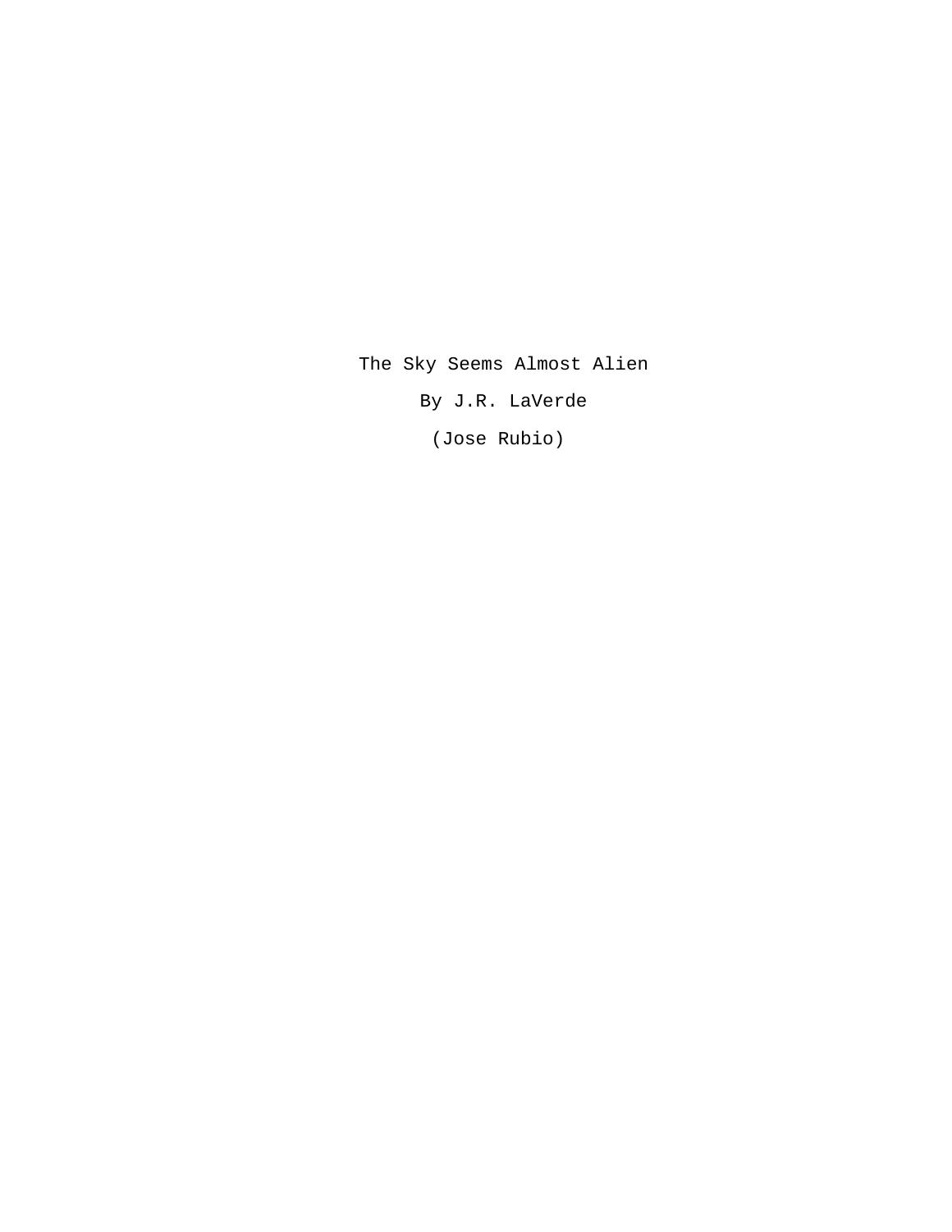# The Sky Seems Almost Alien

By J.R. LaVerde

(Jose Rubio)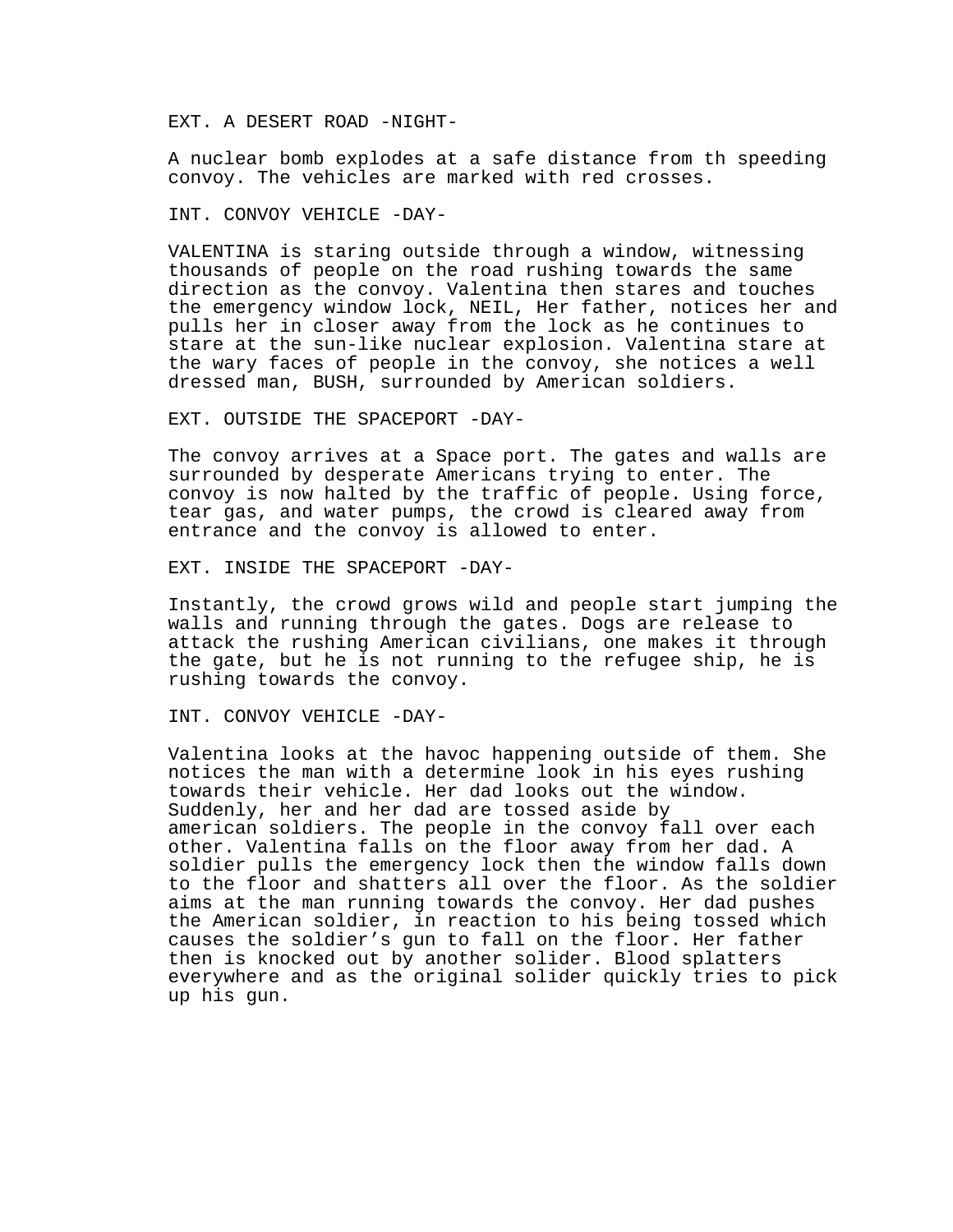EXT. A DESERT ROAD -NIGHT-

A nuclear bomb explodes at a safe distance from th speeding convoy. The vehicles are marked with red crosses.

INT. CONVOY VEHICLE -DAY-

VALENTINA is staring outside through a window, witnessing thousands of people on the road rushing towards the same direction as the convoy. Valentina then stares and touches the emergency window lock, NEIL, Her father, notices her and pulls her in closer away from the lock as he continues to stare at the sun-like nuclear explosion. Valentina stare at the wary faces of people in the convoy, she notices a well dressed man, BUSH, surrounded by American soldiers.

EXT. OUTSIDE THE SPACEPORT -DAY-

The convoy arrives at a Space port. The gates and walls are surrounded by desperate Americans trying to enter. The convoy is now halted by the traffic of people. Using force, tear gas, and water pumps, the crowd is cleared away from entrance and the convoy is allowed to enter.

EXT. INSIDE THE SPACEPORT -DAY-

Instantly, the crowd grows wild and people start jumping the walls and running through the gates. Dogs are release to attack the rushing American civilians, one makes it through the gate, but he is not running to the refugee ship, he is rushing towards the convoy.

INT. CONVOY VEHICLE -DAY-

Valentina looks at the havoc happening outside of them. She notices the man with a determine look in his eyes rushing towards their vehicle. Her dad looks out the window. Suddenly, her and her dad are tossed aside by american soldiers. The people in the convoy fall over each other. Valentina falls on the floor away from her dad. A soldier pulls the emergency lock then the window falls down to the floor and shatters all over the floor. As the soldier aims at the man running towards the convoy. Her dad pushes the American soldier, in reaction to his being tossed which causes the soldier's gun to fall on the floor. Her father then is knocked out by another solider. Blood splatters everywhere and as the original solider quickly tries to pick up his gun.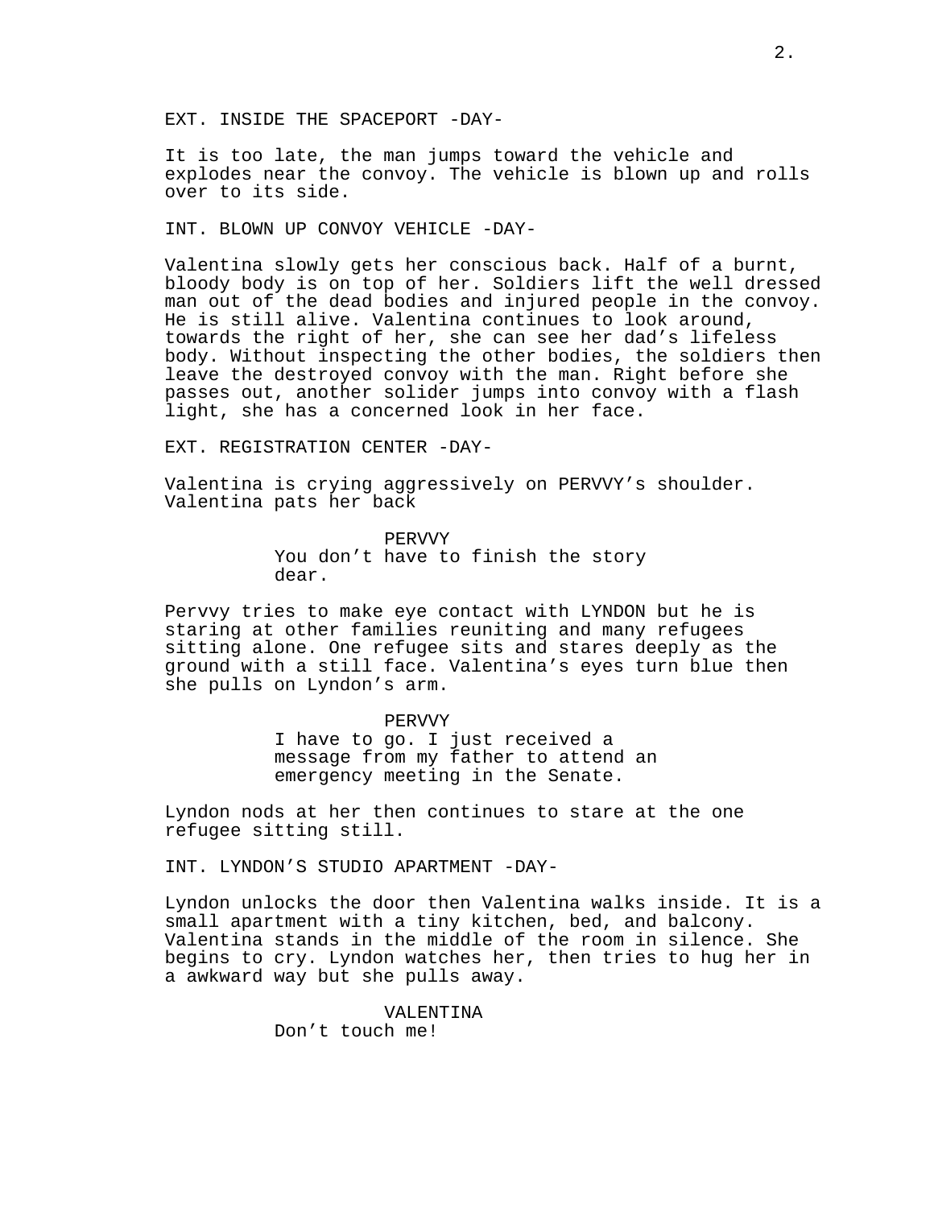EXT. INSIDE THE SPACEPORT -DAY-

It is too late, the man jumps toward the vehicle and explodes near the convoy. The vehicle is blown up and rolls over to its side.

INT. BLOWN UP CONVOY VEHICLE -DAY-

Valentina slowly gets her conscious back. Half of a burnt, bloody body is on top of her. Soldiers lift the well dressed man out of the dead bodies and injured people in the convoy. He is still alive. Valentina continues to look around, towards the right of her, she can see her dad's lifeless body. Without inspecting the other bodies, the soldiers then leave the destroyed convoy with the man. Right before she passes out, another solider jumps into convoy with a flash light, she has a concerned look in her face.

EXT. REGISTRATION CENTER -DAY-

Valentina is crying aggressively on PERVVY's shoulder. Valentina pats her back

PERVVY
You don't have to finish the story dear.

Pervvy tries to make eye contact with LYNDON but he is staring at other families reuniting and many refugees sitting alone. One refugee sits and stares deeply as the ground with a still face. Valentina's eyes turn blue then she pulls on Lyndon's arm.

PERVVY
I have to go. I just received a message from my father to attend an emergency meeting in the Senate.

Lyndon nods at her then continues to stare at the one refugee sitting still.

INT. LYNDON'S STUDIO APARTMENT -DAY-

Lyndon unlocks the door then Valentina walks inside. It is a small apartment with a tiny kitchen, bed, and balcony. Valentina stands in the middle of the room in silence. She begins to cry. Lyndon watches her, then tries to hug her in a awkward way but she pulls away.

VALENTINA
Don't touch me!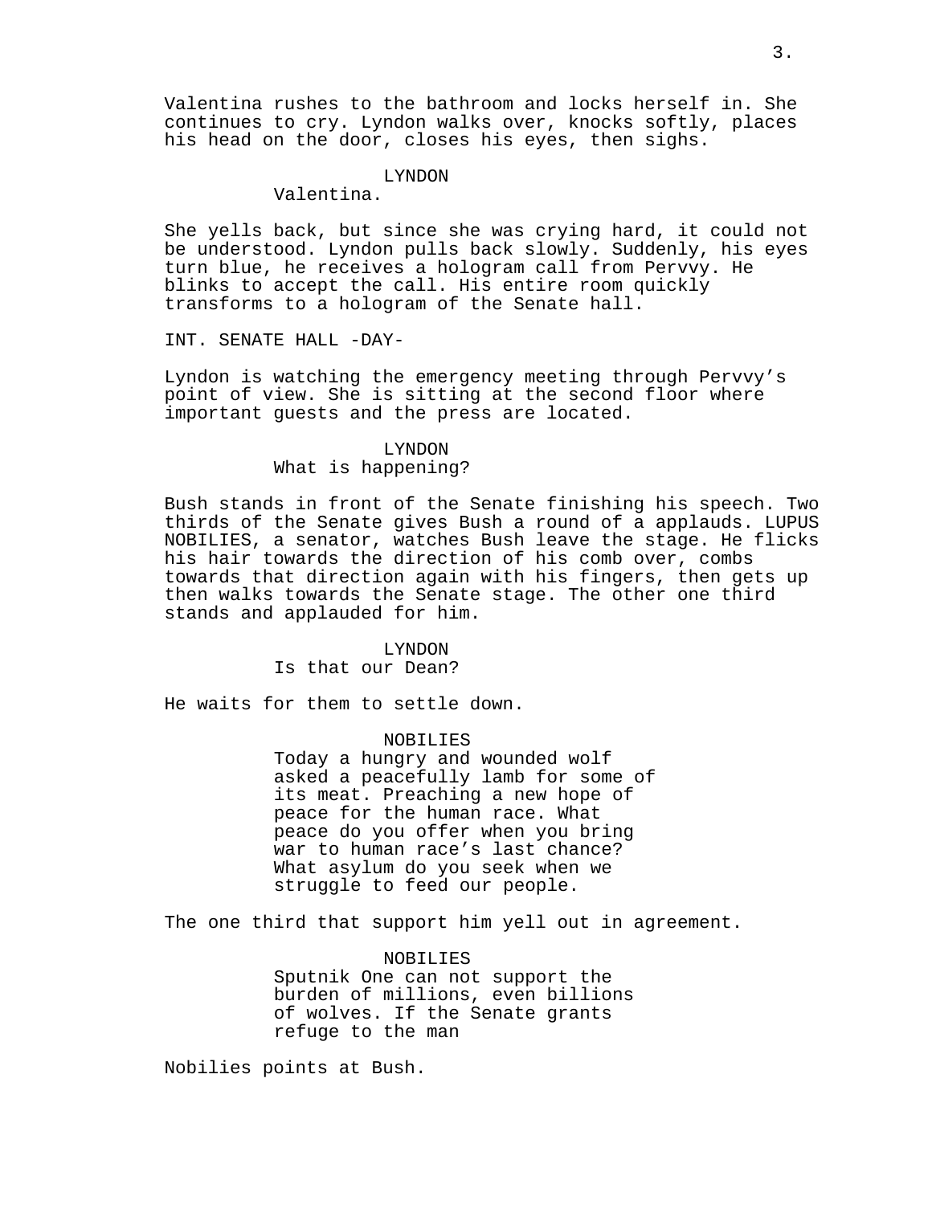Valentina rushes to the bathroom and locks herself in. She continues to cry. Lyndon walks over, knocks softly, places his head on the door, closes his eyes, then sighs.

LYNDON
Valentina.

She yells back, but since she was crying hard, it could not be understood. Lyndon pulls back slowly. Suddenly, his eyes turn blue, he receives a hologram call from Pervvy. He blinks to accept the call. His entire room quickly transforms to a hologram of the Senate hall.

INT. SENATE HALL -DAY-

Lyndon is watching the emergency meeting through Pervvy’s point of view. She is sitting at the second floor where important guests and the press are located.

LYNDON
What is happening?

Bush stands in front of the Senate finishing his speech. Two thirds of the Senate gives Bush a round of a applauds. LUPUS NOBILIES, a senator, watches Bush leave the stage. He flicks his hair towards the direction of his comb over, combs towards that direction again with his fingers, then gets up then walks towards the Senate stage. The other one third stands and applauded for him.

LYNDON
Is that our Dean?

He waits for them to settle down.

NOBILIES
Today a hungry and wounded wolf asked a peacefully lamb for some of its meat. Preaching a new hope of peace for the human race. What peace do you offer when you bring war to human race’s last chance? What asylum do you seek when we struggle to feed our people.

The one third that support him yell out in agreement.

NOBILIES
Sputnik One can not support the burden of millions, even billions of wolves. If the Senate grants refuge to the man

Nobilies points at Bush.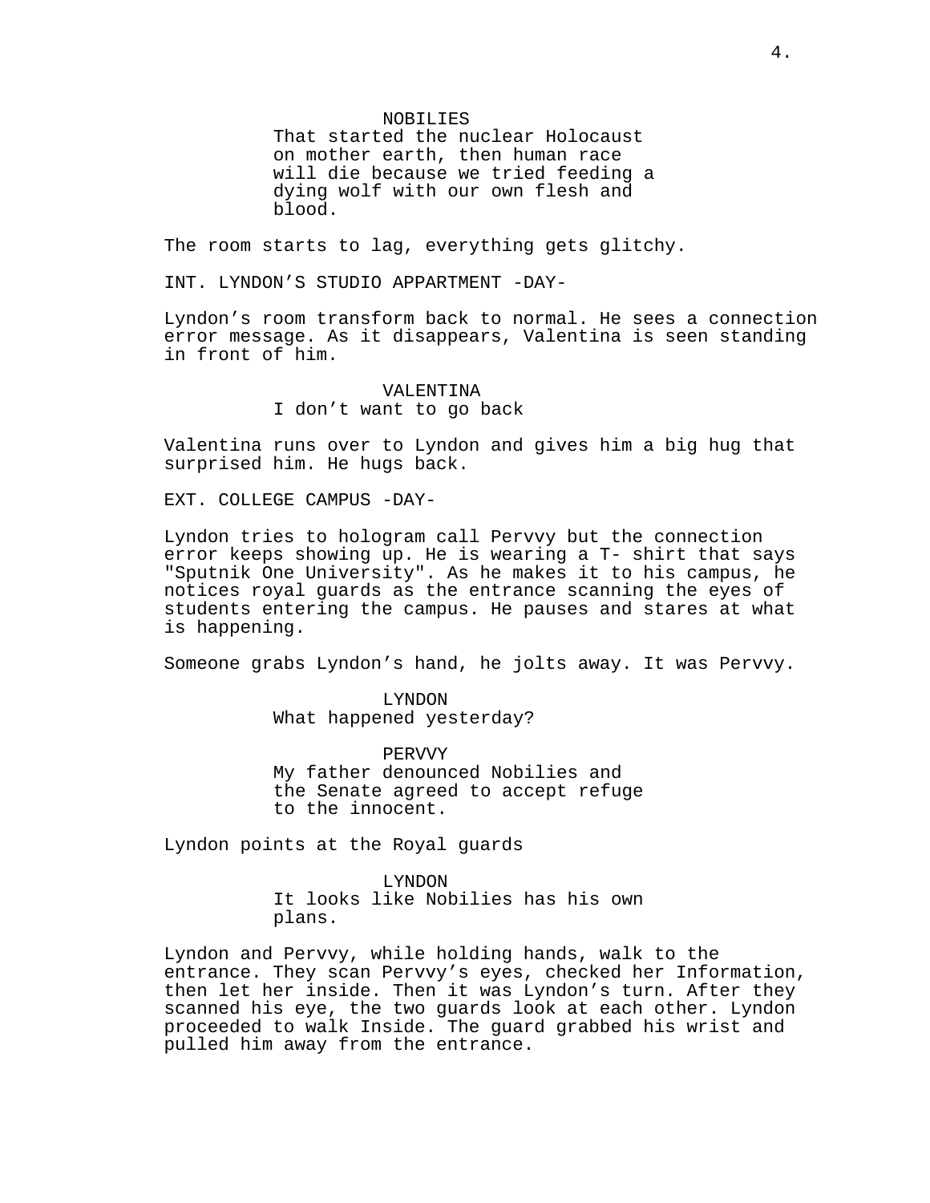NOBILIES

That started the nuclear Holocaust on mother earth, then human race will die because we tried feeding a dying wolf with our own flesh and blood.

The room starts to lag, everything gets glitchy.

INT. LYNDON’S STUDIO APPARTMENT -DAY-

Lyndon’s room transform back to normal. He sees a connection error message. As it disappears, Valentina is seen standing in front of him.

VALENTINA

I don’t want to go back

Valentina runs over to Lyndon and gives him a big hug that surprised him. He hugs back.

EXT. COLLEGE CAMPUS -DAY-

Lyndon tries to hologram call Pervvy but the connection error keeps showing up. He is wearing a T- shirt that says "Sputnik One University". As he makes it to his campus, he notices royal guards as the entrance scanning the eyes of students entering the campus. He pauses and stares at what is happening.

Someone grabs Lyndon’s hand, he jolts away. It was Pervvy.

LYNDON

What happened yesterday?

PERVVY

My father denounced Nobilies and the Senate agreed to accept refuge to the innocent.

Lyndon points at the Royal guards

LYNDON

It looks like Nobilies has his own plans.

Lyndon and Pervvy, while holding hands, walk to the entrance. They scan Pervvy’s eyes, checked her Information, then let her inside. Then it was Lyndon’s turn. After they scanned his eye, the two guards look at each other. Lyndon proceeded to walk Inside. The guard grabbed his wrist and pulled him away from the entrance.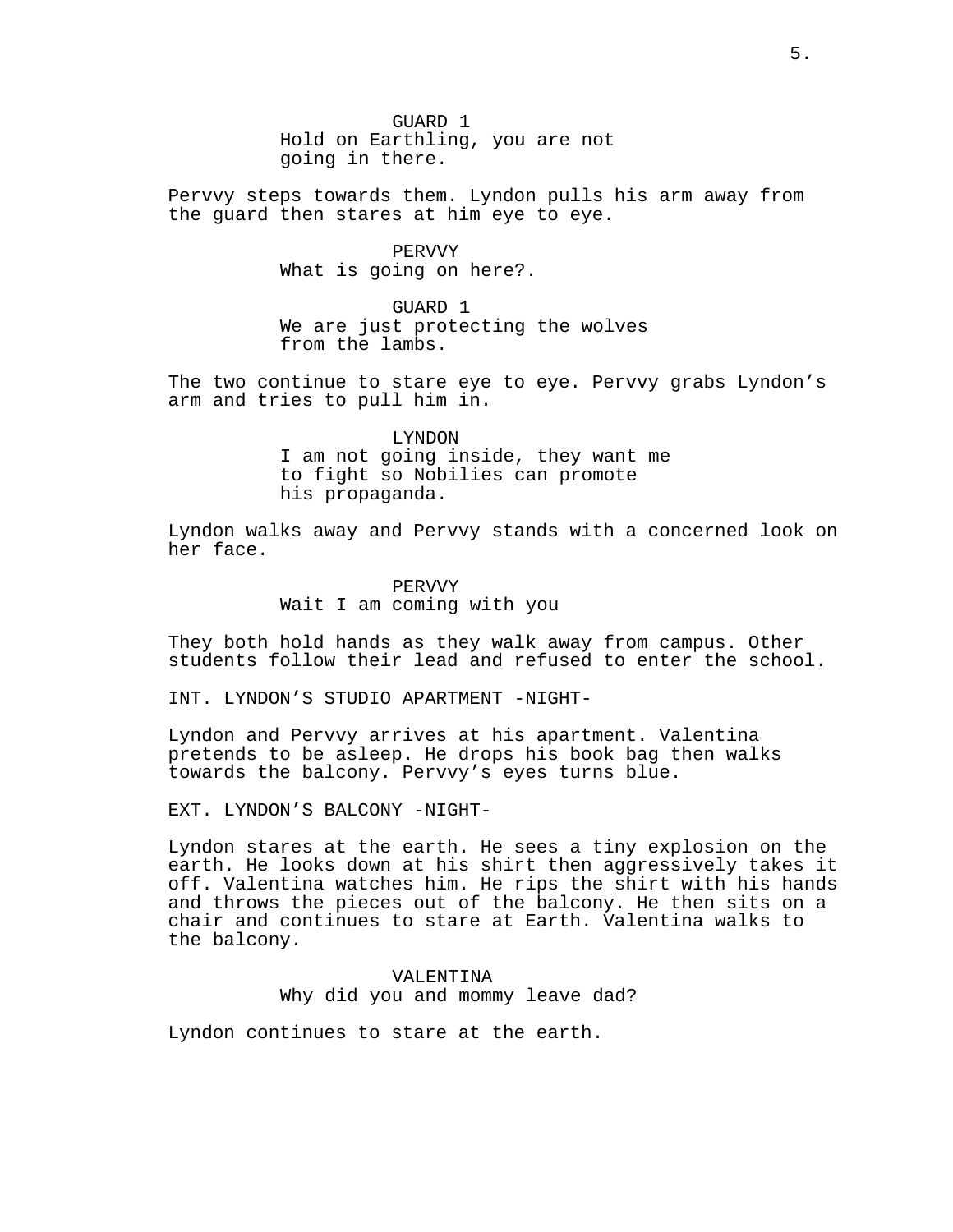GUARD 1
Hold on Earthling, you are not going in there.

Pervvy steps towards them. Lyndon pulls his arm away from the guard then stares at him eye to eye.

PERVVY
What is going on here?.

GUARD 1
We are just protecting the wolves from the lambs.

The two continue to stare eye to eye. Pervvy grabs Lyndon's arm and tries to pull him in.

LYNDON
I am not going inside, they want me to fight so Nobilies can promote his propaganda.

Lyndon walks away and Pervvy stands with a concerned look on her face.

PERVVY
Wait I am coming with you

They both hold hands as they walk away from campus. Other students follow their lead and refused to enter the school.

INT. LYNDON'S STUDIO APARTMENT -NIGHT-

Lyndon and Pervvy arrives at his apartment. Valentina pretends to be asleep. He drops his book bag then walks towards the balcony. Pervvy's eyes turns blue.

EXT. LYNDON'S BALCONY -NIGHT-

Lyndon stares at the earth. He sees a tiny explosion on the earth. He looks down at his shirt then aggressively takes it off. Valentina watches him. He rips the shirt with his hands and throws the pieces out of the balcony. He then sits on a chair and continues to stare at Earth. Valentina walks to the balcony.

VALENTINA
Why did you and mommy leave dad?

Lyndon continues to stare at the earth.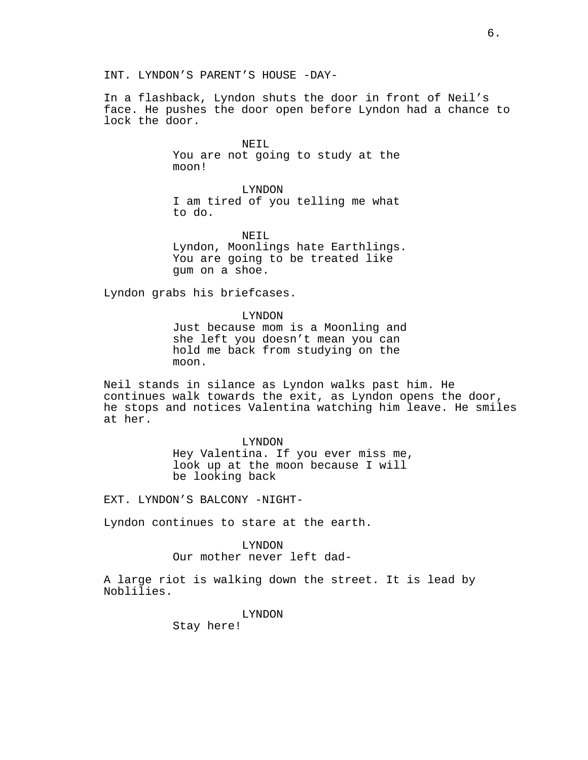INT. LYNDON'S PARENT'S HOUSE -DAY-

In a flashback, Lyndon shuts the door in front of Neil's face. He pushes the door open before Lyndon had a chance to lock the door.

NEIL
You are not going to study at the moon!

LYNDON
I am tired of you telling me what to do.

NEIL
Lyndon, Moonlings hate Earthlings. You are going to be treated like gum on a shoe.

Lyndon grabs his briefcases.

LYNDON
Just because mom is a Moonling and she left you doesn't mean you can hold me back from studying on the moon.

Neil stands in silance as Lyndon walks past him. He continues walk towards the exit, as Lyndon opens the door, he stops and notices Valentina watching him leave. He smiles at her.

LYNDON
Hey Valentina. If you ever miss me, look up at the moon because I will be looking back

EXT. LYNDON'S BALCONY -NIGHT-

Lyndon continues to stare at the earth.

LYNDON
Our mother never left dad-

A large riot is walking down the street. It is lead by Noblilies.

LYNDON
Stay here!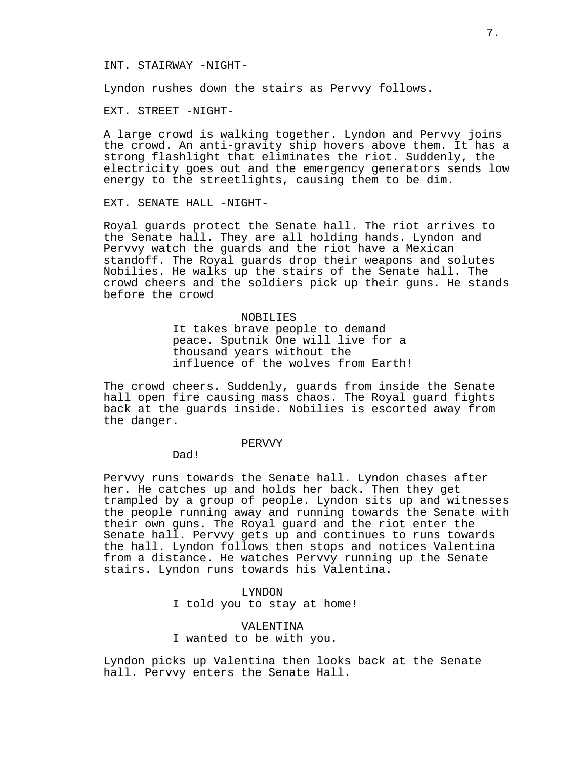INT. STAIRWAY -NIGHT-

Lyndon rushes down the stairs as Pervvy follows.

EXT. STREET -NIGHT-

A large crowd is walking together. Lyndon and Pervvy joins the crowd. An anti-gravity ship hovers above them. It has a strong flashlight that eliminates the riot. Suddenly, the electricity goes out and the emergency generators sends low energy to the streetlights, causing them to be dim.

EXT. SENATE HALL -NIGHT-

Royal guards protect the Senate hall. The riot arrives to the Senate hall. They are all holding hands. Lyndon and Pervvy watch the guards and the riot have a Mexican standoff. The Royal guards drop their weapons and solutes Nobilies. He walks up the stairs of the Senate hall. The crowd cheers and the soldiers pick up their guns. He stands before the crowd

NOBILIES
It takes brave people to demand peace. Sputnik One will live for a thousand years without the influence of the wolves from Earth!

The crowd cheers. Suddenly, guards from inside the Senate hall open fire causing mass chaos. The Royal guard fights back at the guards inside. Nobilies is escorted away from the danger.

PERVVY
Dad!

Pervvy runs towards the Senate hall. Lyndon chases after her. He catches up and holds her back. Then they get trampled by a group of people. Lyndon sits up and witnesses the people running away and running towards the Senate with their own guns. The Royal guard and the riot enter the Senate hall. Pervvy gets up and continues to runs towards the hall. Lyndon follows then stops and notices Valentina from a distance. He watches Pervvy running up the Senate stairs. Lyndon runs towards his Valentina.

LYNDON
I told you to stay at home!

VALENTINA
I wanted to be with you.

Lyndon picks up Valentina then looks back at the Senate hall. Pervvy enters the Senate Hall.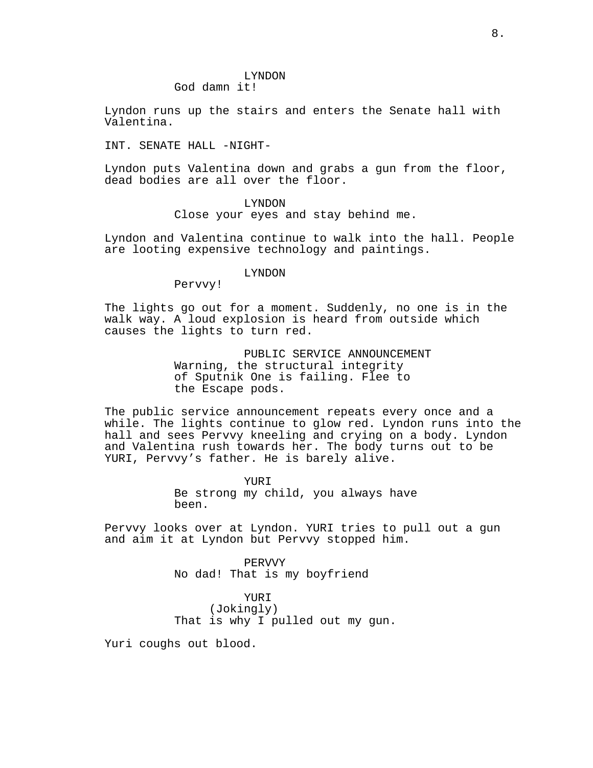LYNDON
God damn it!

Lyndon runs up the stairs and enters the Senate hall with Valentina.

INT. SENATE HALL -NIGHT-

Lyndon puts Valentina down and grabs a gun from the floor, dead bodies are all over the floor.

LYNDON
Close your eyes and stay behind me.

Lyndon and Valentina continue to walk into the hall. People are looting expensive technology and paintings.

LYNDON
Pervvy!

The lights go out for a moment. Suddenly, no one is in the walk way. A loud explosion is heard from outside which causes the lights to turn red.

PUBLIC SERVICE ANNOUNCEMENT
Warning, the structural integrity of Sputnik One is failing. Flee to the Escape pods.

The public service announcement repeats every once and a while. The lights continue to glow red. Lyndon runs into the hall and sees Pervvy kneeling and crying on a body. Lyndon and Valentina rush towards her. The body turns out to be YURI, Pervvy's father. He is barely alive.

YURI
Be strong my child, you always have been.

Pervvy looks over at Lyndon. YURI tries to pull out a gun and aim it at Lyndon but Pervvy stopped him.

PERVVY
No dad! That is my boyfriend

YURI
(Jokingly)
That is why I pulled out my gun.

Yuri coughs out blood.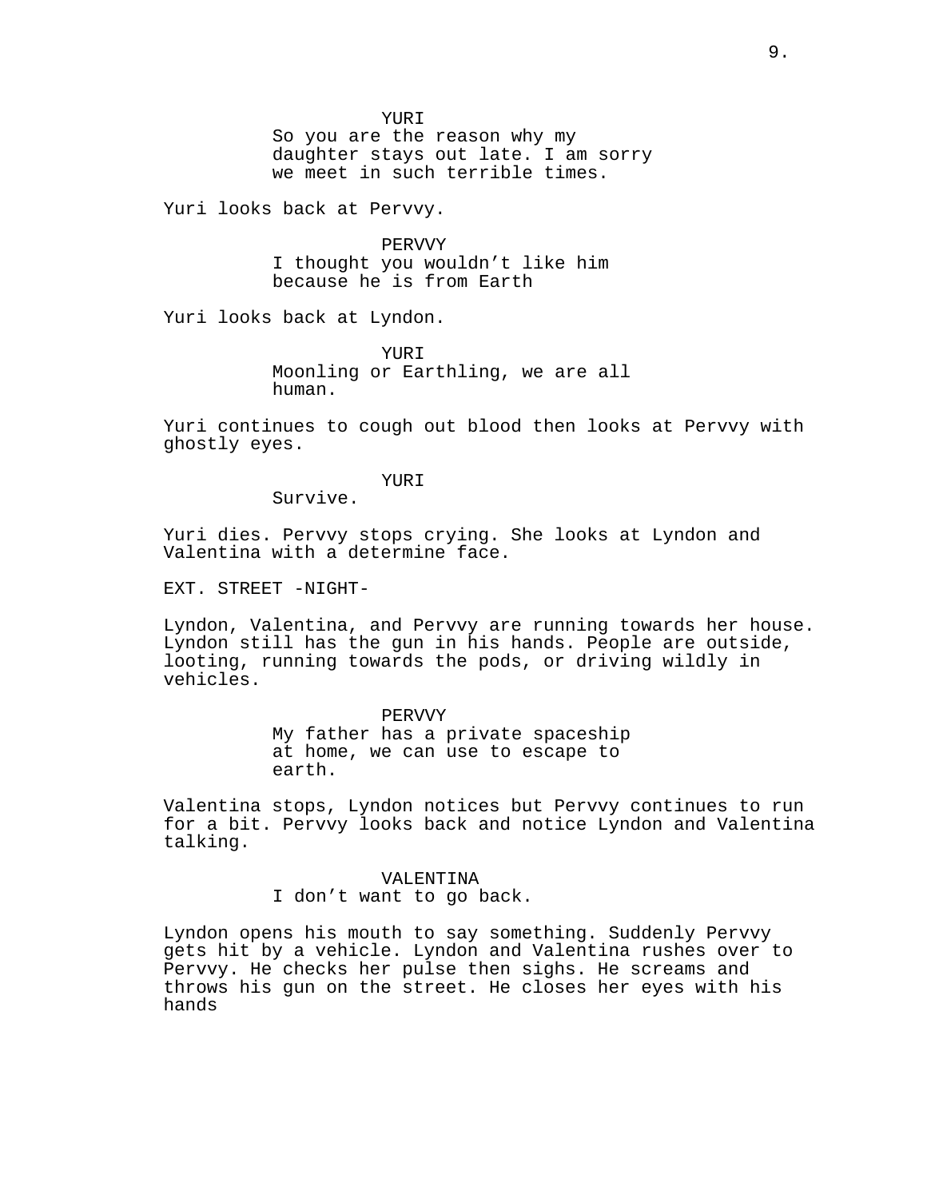YURI
So you are the reason why my daughter stays out late. I am sorry we meet in such terrible times.

Yuri looks back at Pervvy.

PERVVY
I thought you wouldn't like him because he is from Earth

Yuri looks back at Lyndon.

YURI
Moonling or Earthling, we are all human.

Yuri continues to cough out blood then looks at Pervvy with ghostly eyes.

YURI
Survive.

Yuri dies. Pervvy stops crying. She looks at Lyndon and Valentina with a determine face.

EXT. STREET -NIGHT-

Lyndon, Valentina, and Pervvy are running towards her house. Lyndon still has the gun in his hands. People are outside, looting, running towards the pods, or driving wildly in vehicles.

PERVVY
My father has a private spaceship at home, we can use to escape to earth.

Valentina stops, Lyndon notices but Pervvy continues to run for a bit. Pervvy looks back and notice Lyndon and Valentina talking.

VALENTINA
I don't want to go back.

Lyndon opens his mouth to say something. Suddenly Pervvy gets hit by a vehicle. Lyndon and Valentina rushes over to Pervvy. He checks her pulse then sighs. He screams and throws his gun on the street. He closes her eyes with his hands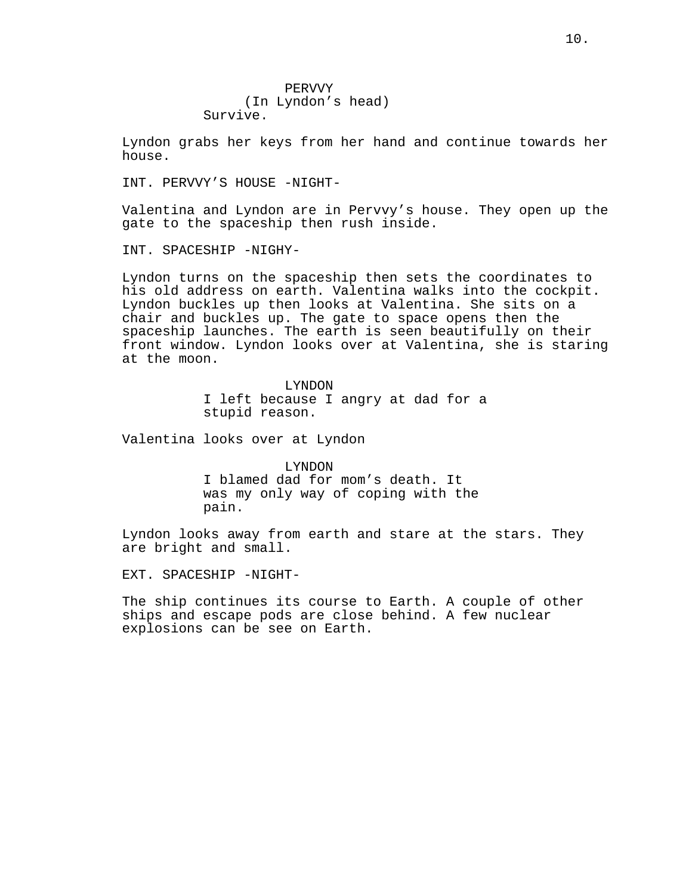PERVVY
(In Lyndon's head)
Survive.

Lyndon grabs her keys from her hand and continue towards her house.

INT. PERVVY'S HOUSE -NIGHT-

Valentina and Lyndon are in Pervvy's house. They open up the gate to the spaceship then rush inside.

INT. SPACESHIP -NIGHY-

Lyndon turns on the spaceship then sets the coordinates to his old address on earth. Valentina walks into the cockpit. Lyndon buckles up then looks at Valentina. She sits on a chair and buckles up. The gate to space opens then the spaceship launches. The earth is seen beautifully on their front window. Lyndon looks over at Valentina, she is staring at the moon.

LYNDON
I left because I angry at dad for a stupid reason.

Valentina looks over at Lyndon

LYNDON
I blamed dad for mom's death. It was my only way of coping with the pain.

Lyndon looks away from earth and stare at the stars. They are bright and small.

EXT. SPACESHIP -NIGHT-

The ship continues its course to Earth. A couple of other ships and escape pods are close behind. A few nuclear explosions can be see on Earth.